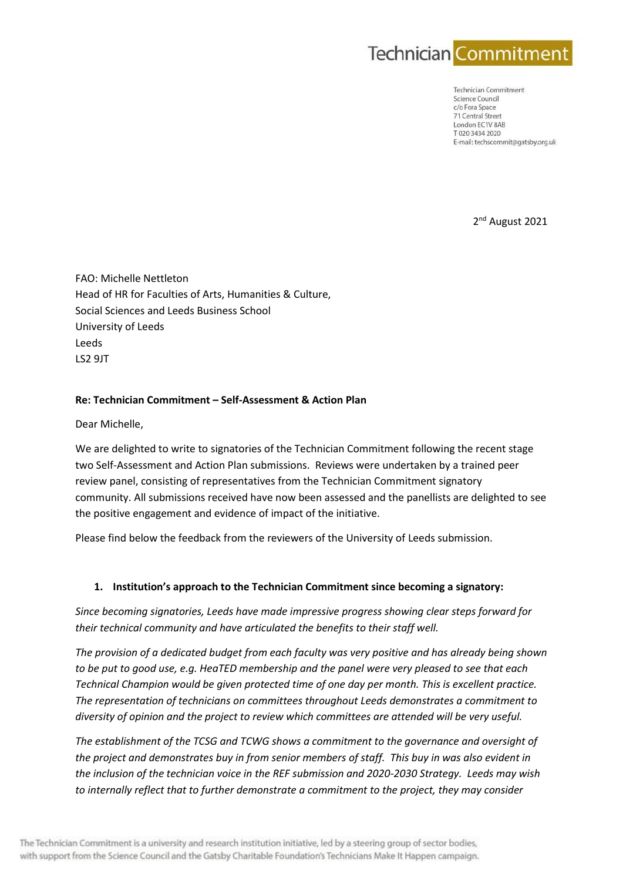# Technician Commitment

Technician Commitment
Science Council
c/o Fora Space
71 Central Street
London EC1V 8AB
T 020 3434 2020
E-mail: techscommit@gatsby.org.uk

2nd August 2021

FAO: Michelle Nettleton
Head of HR for Faculties of Arts, Humanities & Culture,
Social Sciences and Leeds Business School
University of Leeds
Leeds
LS2 9JT

**Re: Technician Commitment – Self-Assessment & Action Plan**

Dear Michelle,

We are delighted to write to signatories of the Technician Commitment following the recent stage two Self-Assessment and Action Plan submissions. Reviews were undertaken by a trained peer review panel, consisting of representatives from the Technician Commitment signatory community. All submissions received have now been assessed and the panellists are delighted to see the positive engagement and evidence of impact of the initiative.

Please find below the feedback from the reviewers of the University of Leeds submission.

1. **Institution's approach to the Technician Commitment since becoming a signatory:**

*Since becoming signatories, Leeds have made impressive progress showing clear steps forward for their technical community and have articulated the benefits to their staff well.*

*The provision of a dedicated budget from each faculty was very positive and has already being shown to be put to good use, e.g. HeaTED membership and the panel were very pleased to see that each Technical Champion would be given protected time of one day per month. This is excellent practice. The representation of technicians on committees throughout Leeds demonstrates a commitment to diversity of opinion and the project to review which committees are attended will be very useful.*

*The establishment of the TCSG and TCWG shows a commitment to the governance and oversight of the project and demonstrates buy in from senior members of staff. This buy in was also evident in the inclusion of the technician voice in the REF submission and 2020-2030 Strategy. Leeds may wish to internally reflect that to further demonstrate a commitment to the project, they may consider*

The Technician Commitment is a university and research institution initiative, led by a steering group of sector bodies, with support from the Science Council and the Gatsby Charitable Foundation's Technicians Make It Happen campaign.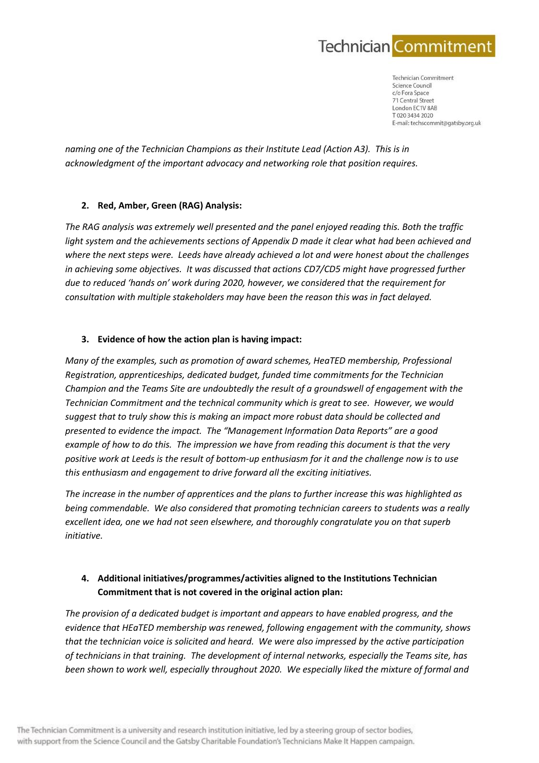*naming one of the Technician Champions as their Institute Lead (Action A3). This is in acknowledgment of the important advocacy and networking role that position requires.*

2. **Red, Amber, Green (RAG) Analysis:**

*The RAG analysis was extremely well presented and the panel enjoyed reading this. Both the traffic light system and the achievements sections of Appendix D made it clear what had been achieved and where the next steps were. Leeds have already achieved a lot and were honest about the challenges in achieving some objectives. It was discussed that actions CD7/CD5 might have progressed further due to reduced 'hands on' work during 2020, however, we considered that the requirement for consultation with multiple stakeholders may have been the reason this was in fact delayed.*

3. **Evidence of how the action plan is having impact:**

*Many of the examples, such as promotion of award schemes, HeaTED membership, Professional Registration, apprenticeships, dedicated budget, funded time commitments for the Technician Champion and the Teams Site are undoubtedly the result of a groundswell of engagement with the Technician Commitment and the technical community which is great to see. However, we would suggest that to truly show this is making an impact more robust data should be collected and presented to evidence the impact. The "Management Information Data Reports" are a good example of how to do this. The impression we have from reading this document is that the very positive work at Leeds is the result of bottom-up enthusiasm for it and the challenge now is to use this enthusiasm and engagement to drive forward all the exciting initiatives.*

*The increase in the number of apprentices and the plans to further increase this was highlighted as being commendable. We also considered that promoting technician careers to students was a really excellent idea, one we had not seen elsewhere, and thoroughly congratulate you on that superb initiative.*

4. **Additional initiatives/programmes/activities aligned to the Institutions Technician Commitment that is not covered in the original action plan:**

*The provision of a dedicated budget is important and appears to have enabled progress, and the evidence that HEaTED membership was renewed, following engagement with the community, shows that the technician voice is solicited and heard. We were also impressed by the active participation of technicians in that training. The development of internal networks, especially the Teams site, has been shown to work well, especially throughout 2020. We especially liked the mixture of formal and*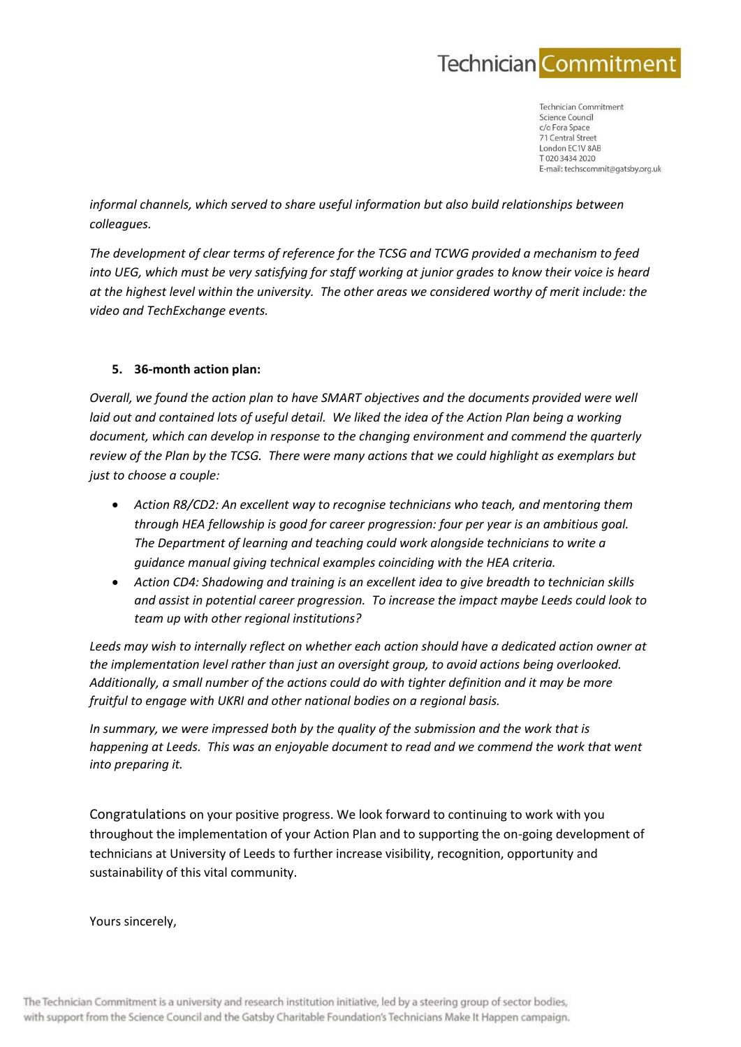*informal channels, which served to share useful information but also build relationships between colleagues.*

*The development of clear terms of reference for the TCSG and TCWG provided a mechanism to feed into UEG, which must be very satisfying for staff working at junior grades to know their voice is heard at the highest level within the university. The other areas we considered worthy of merit include: the video and TechExchange events.*

5. **36-month action plan:**

*Overall, we found the action plan to have SMART objectives and the documents provided were well laid out and contained lots of useful detail. We liked the idea of the Action Plan being a working document, which can develop in response to the changing environment and commend the quarterly review of the Plan by the TCSG. There were many actions that we could highlight as exemplars but just to choose a couple:*

- *Action R8/CD2: An excellent way to recognise technicians who teach, and mentoring them through HEA fellowship is good for career progression: four per year is an ambitious goal. The Department of learning and teaching could work alongside technicians to write a guidance manual giving technical examples coinciding with the HEA criteria.*
- *Action CD4: Shadowing and training is an excellent idea to give breadth to technician skills and assist in potential career progression. To increase the impact maybe Leeds could look to team up with other regional institutions?*

*Leeds may wish to internally reflect on whether each action should have a dedicated action owner at the implementation level rather than just an oversight group, to avoid actions being overlooked. Additionally, a small number of the actions could do with tighter definition and it may be more fruitful to engage with UKRI and other national bodies on a regional basis.*

*In summary, we were impressed both by the quality of the submission and the work that is happening at Leeds. This was an enjoyable document to read and we commend the work that went into preparing it.*

Congratulations on your positive progress. We look forward to continuing to work with you throughout the implementation of your Action Plan and to supporting the on-going development of technicians at University of Leeds to further increase visibility, recognition, opportunity and sustainability of this vital community.

Yours sincerely,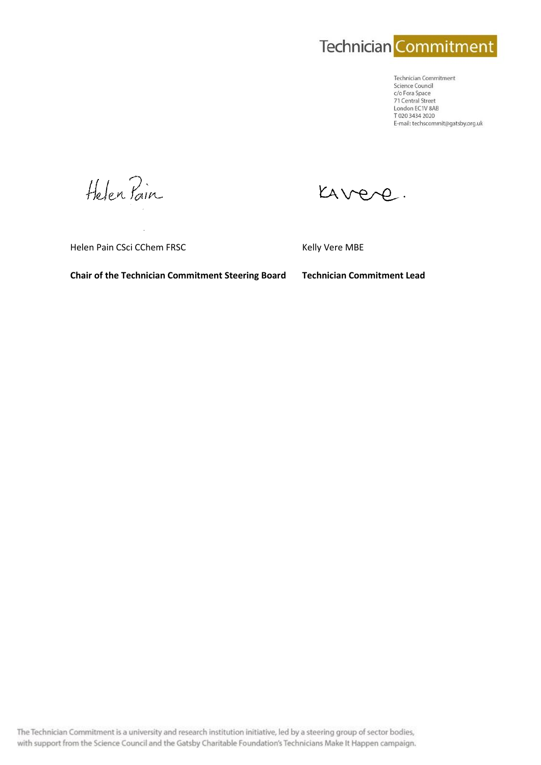Technician Commitment

Technician Commitment
Science Council
c/o Fora Space
71 Central Street
London EC1V 8AB
T 020 3434 2020
E-mail: techscommit@gatsby.org.uk

Helen Pain CSci CChem FRSC

**Chair of the Technician Commitment Steering Board**

Kelly Vere MBE

**Technician Commitment Lead**

The Technician Commitment is a university and research institution initiative, led by a steering group of sector bodies, with support from the Science Council and the Gatsby Charitable Foundation's Technicians Make It Happen campaign.